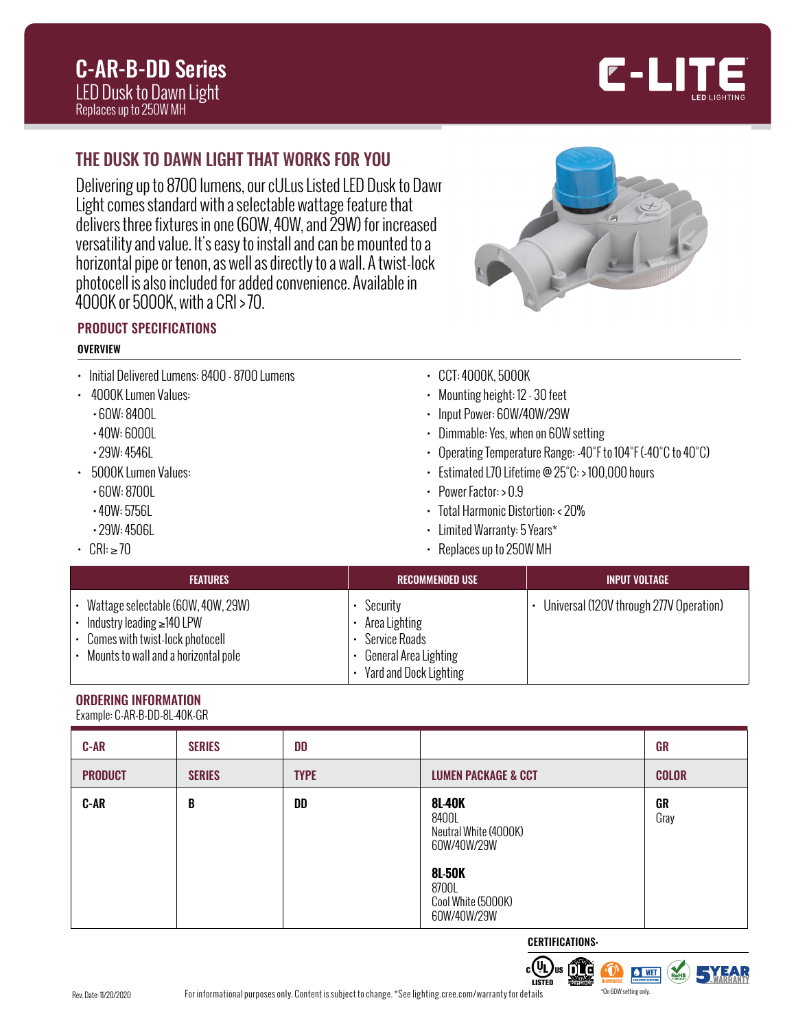# C-AR-B-DD Series

LED Dusk to Dawn Light

Replaces up to 250W MH

C-LITE LED LIGHTING

## THE DUSK TO DAWN LIGHT THAT WORKS FOR YOU

Delivering up to 8700 lumens, our cULus Listed LED Dusk to Dawn Light comes standard with a selectable wattage feature that delivers three fixtures in one (60W, 40W, and 29W) for increased versatility and value. It's easy to install and can be mounted to a horizontal pipe or tenon, as well as directly to a wall. A twist-lock photocell is also included for added convenience. Available in 4000K or 5000K, with a CRI > 70.

### PRODUCT SPECIFICATIONS

#### OVERVIEW

- Initial Delivered Lumens: 8400 - 8700 Lumens
- 4000K Lumen Values:
  - 60W: 8400L
  - 40W: 6000L
  - 29W: 4546L
- 5000K Lumen Values:
  - 60W: 8700L
  - 40W: 5756L
  - 29W: 4506L
- CRI: ≥ 70
- CCT: 4000K, 5000K
- Mounting height: 12 - 30 feet
- Input Power: 60W/40W/29W
- Dimmable: Yes, when on 60W setting
- Operating Temperature Range: -40°F to 104°F (-40°C to 40°C)
- Estimated L70 Lifetime @ 25°C: > 100,000 hours
- Power Factor: > 0.9
- Total Harmonic Distortion: < 20%
- Limited Warranty: 5 Years*
- Replaces up to 250W MH

| FEATURES | RECOMMENDED USE | INPUT VOLTAGE |
|---|---|---|
| • Wattage selectable (60W, 40W, 29W)<br>• Industry leading ≥140 LPW<br>• Comes with twist-lock photocell<br>• Mounts to wall and a horizontal pole | • Security<br>• Area Lighting<br>• Service Roads<br>• General Area Lighting<br>• Yard and Dock Lighting | • Universal (120V through 277V Operation) |

### ORDERING INFORMATION

Example: C-AR-B-DD-8L-40K-GR

| C-AR | SERIES | DD | | GR |
|---|---|---|---|---|
| **PRODUCT** | **SERIES** | **TYPE** | **LUMEN PACKAGE & CCT** | **COLOR** |
| **C-AR** | **B** | **DD** | **8L-40K**<br>8400L<br>Neutral White (4000K)<br>60W/40W/29W<br><br>**8L-50K**<br>8700L<br>Cool White (5000K)<br>60W/40W/29W | **GR**<br>Gray |

**CERTIFICATIONS:**

cULus LISTED, DLC Premium, DIMMABLE*, WET LOCATION SUITABLE, RoHS COMPLIANT, 5 YEAR WARRANTY

*On 60W setting only.

Rev. Date: 11/20/2020

For informational purposes only. Content is subject to change. *See lighting.cree.com/warranty for details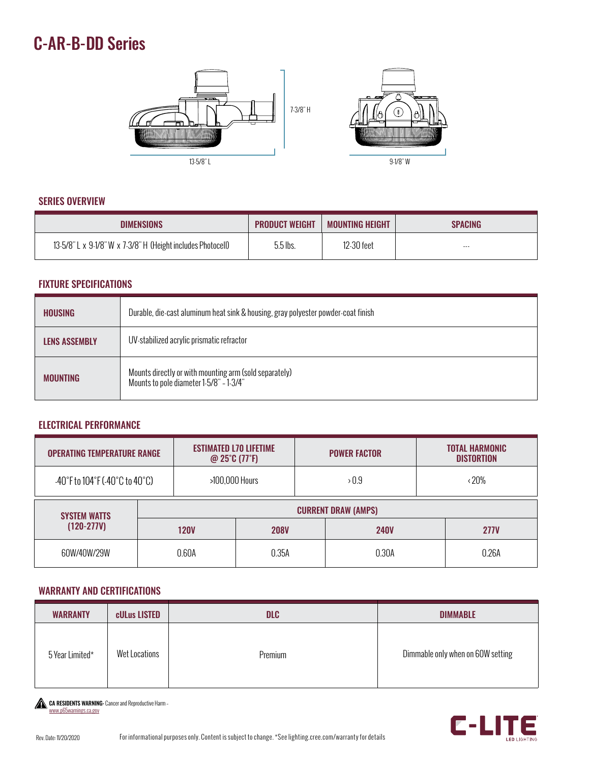# C-AR-B-DD Series

7-3/8" H

13-5/8" L

9-1/8" W

## SERIES OVERVIEW

| DIMENSIONS | PRODUCT WEIGHT | MOUNTING HEIGHT | SPACING |
|---|---|---|---|
| 13-5/8" L x 9-1/8" W x 7-3/8" H (Height includes Photocell) | 5.5 lbs. | 12-30 feet | --- |

## FIXTURE SPECIFICATIONS

| | |
|---|---|
| **HOUSING** | Durable, die-cast aluminum heat sink & housing, gray polyester powder-coat finish |
| **LENS ASSEMBLY** | UV-stabilized acrylic prismatic refractor |
| **MOUNTING** | Mounts directly or with mounting arm (sold separately)<br>Mounts to pole diameter 1-5/8" - 1-3/4" |

## ELECTRICAL PERFORMANCE

| OPERATING TEMPERATURE RANGE | ESTIMATED L70 LIFETIME @ 25°C (77°F) | POWER FACTOR | TOTAL HARMONIC DISTORTION |
|---|---|---|---|
| -40°F to 104°F (-40°C to 40°C) | >100,000 Hours | > 0.9 | < 20% |

| SYSTEM WATTS (120-277V) | CURRENT DRAW (AMPS) | | | |
|---|---|---|---|---|
| | 120V | 208V | 240V | 277V |
| 60W/40W/29W | 0.60A | 0.35A | 0.30A | 0.26A |

## WARRANTY AND CERTIFICATIONS

| WARRANTY | cULus LISTED | DLC | DIMMABLE |
|---|---|---|---|
| 5 Year Limited* | Wet Locations | Premium | Dimmable only when on 60W setting |

**CA RESIDENTS WARNING:** Cancer and Reproductive Harm - www.p65warnings.ca.gov

Rev. Date: 11/20/2020

For informational purposes only. Content is subject to change. *See lighting.cree.com/warranty for details

C-LITE LED LIGHTING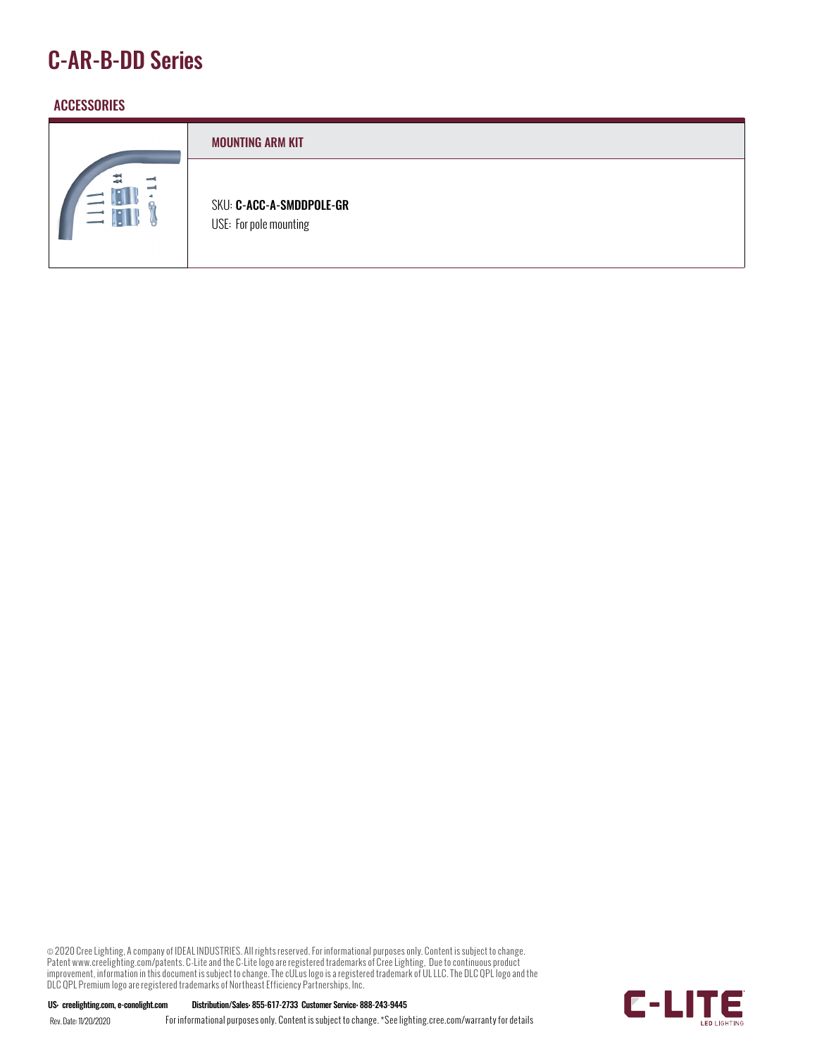# C-AR-B-DD Series

## ACCESSORIES

| | MOUNTING ARM KIT |
|---|---|
| | SKU: **C-ACC-A-SMDDPOLE-GR**<br>USE: For pole mounting |

© 2020 Cree Lighting, A company of IDEAL INDUSTRIES. All rights reserved. For informational purposes only. Content is subject to change. Patent www.creelighting.com/patents. C-Lite and the C-Lite logo are registered trademarks of Cree Lighting. Due to continuous product improvement, information in this document is subject to change. The cULus logo is a registered trademark of UL LLC. The DLC QPL logo and the DLC QPL Premium logo are registered trademarks of Northeast Efficiency Partnerships, Inc.

**US: creelighting.com, e-conolight.com** **Distribution/Sales: 855-617-2733 Customer Service: 888-243-9445**

Rev. Date: 11/20/2020 For informational purposes only. Content is subject to change. *See lighting.cree.com/warranty for details